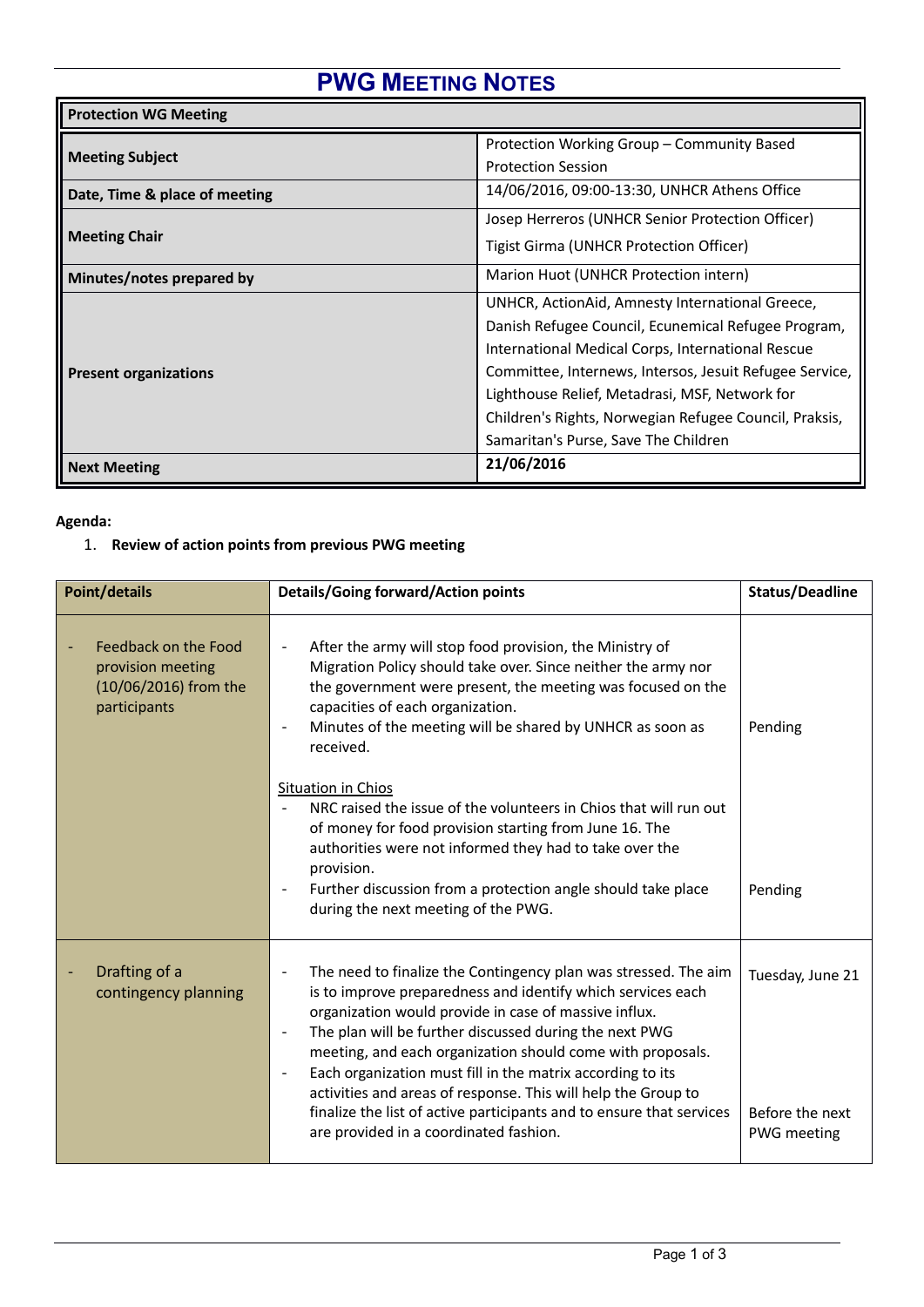# PWG MEETING NOTES

| Protection WG Meeting | |
|---|---|
| **Meeting Subject** | Protection Working Group – Community Based Protection Session |
| **Date, Time & place of meeting** | 14/06/2016, 09:00-13:30, UNHCR Athens Office |
| **Meeting Chair** | Josep Herreros (UNHCR Senior Protection Officer)<br>Tigist Girma (UNHCR Protection Officer) |
| **Minutes/notes prepared by** | Marion Huot (UNHCR Protection intern) |
| **Present organizations** | UNHCR, ActionAid, Amnesty International Greece, Danish Refugee Council, Ecunemical Refugee Program, International Medical Corps, International Rescue Committee, Internews, Intersos, Jesuit Refugee Service, Lighthouse Relief, Metadrasi, MSF, Network for Children's Rights, Norwegian Refugee Council, Praksis, Samaritan's Purse, Save The Children |
| **Next Meeting** | **21/06/2016** |

**Agenda:**

1. **Review of action points from previous PWG meeting**

| Point/details | Details/Going forward/Action points | Status/Deadline |
|---|---|---|
| - Feedback on the Food provision meeting (10/06/2016) from the participants | - After the army will stop food provision, the Ministry of Migration Policy should take over. Since neither the army nor the government were present, the meeting was focused on the capacities of each organization.<br>- Minutes of the meeting will be shared by UNHCR as soon as received.<br><br><u>Situation in Chios</u><br>- NRC raised the issue of the volunteers in Chios that will run out of money for food provision starting from June 16. The authorities were not informed they had to take over the provision.<br>- Further discussion from a protection angle should take place during the next meeting of the PWG. | Pending<br><br><br><br>Pending |
| - Drafting of a contingency planning | - The need to finalize the Contingency plan was stressed. The aim is to improve preparedness and identify which services each organization would provide in case of massive influx.<br>- The plan will be further discussed during the next PWG meeting, and each organization should come with proposals.<br>- Each organization must fill in the matrix according to its activities and areas of response. This will help the Group to finalize the list of active participants and to ensure that services are provided in a coordinated fashion. | Tuesday, June 21<br><br><br><br>Before the next PWG meeting |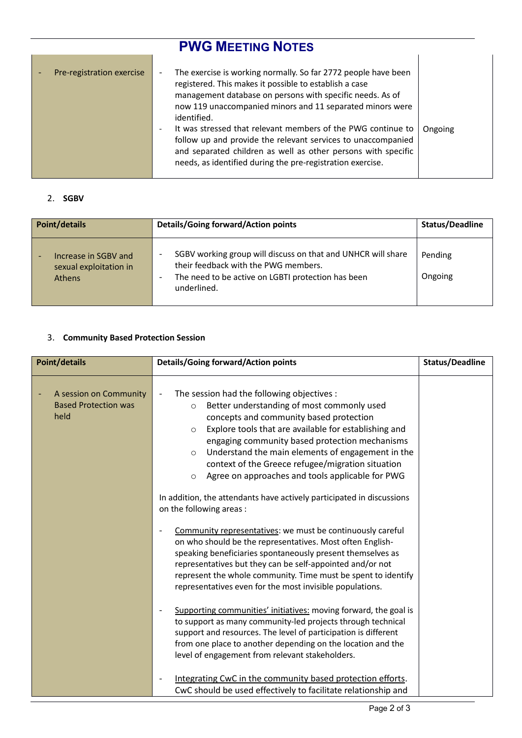| Point/details | Details/Going forward/Action points | Status/Deadline |
|---|---|---|
| - Pre-registration exercise | - The exercise is working normally. So far 2772 people have been registered. This makes it possible to establish a case management database on persons with specific needs. As of now 119 unaccompanied minors and 11 separated minors were identified.<br>- It was stressed that relevant members of the PWG continue to follow up and provide the relevant services to unaccompanied and separated children as well as other persons with specific needs, as identified during the pre-registration exercise. | Ongoing |

2. **SGBV**

| Point/details | Details/Going forward/Action points | Status/Deadline |
|---|---|---|
| - Increase in SGBV and sexual exploitation in Athens | - SGBV working group will discuss on that and UNHCR will share their feedback with the PWG members.<br>- The need to be active on LGBTI protection has been underlined. | Pending<br><br>Ongoing |

3. **Community Based Protection Session**

| Point/details | Details/Going forward/Action points | Status/Deadline |
|---|---|---|
| - A session on Community Based Protection was held | - The session had the following objectives :<br>○ Better understanding of most commonly used concepts and community based protection<br>○ Explore tools that are available for establishing and engaging community based protection mechanisms<br>○ Understand the main elements of engagement in the context of the Greece refugee/migration situation<br>○ Agree on approaches and tools applicable for PWG<br><br>In addition, the attendants have actively participated in discussions on the following areas :<br><br>- Community representatives: we must be continuously careful on who should be the representatives. Most often English-speaking beneficiaries spontaneously present themselves as representatives but they can be self-appointed and/or not represent the whole community. Time must be spent to identify representatives even for the most invisible populations.<br><br>- Supporting communities' initiatives: moving forward, the goal is to support as many community-led projects through technical support and resources. The level of participation is different from one place to another depending on the location and the level of engagement from relevant stakeholders.<br><br>- Integrating CwC in the community based protection efforts. CwC should be used effectively to facilitate relationship and | |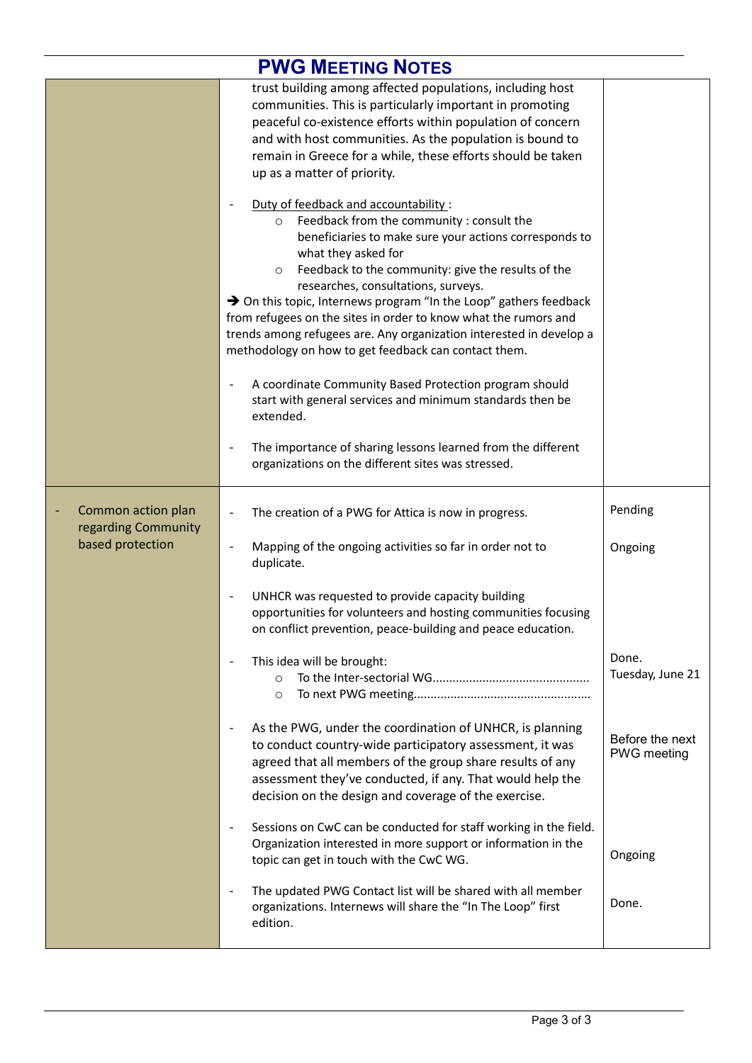## PWG MEETING NOTES

| | | |
|---|---|---|
| | trust building among affected populations, including host communities. This is particularly important in promoting peaceful co-existence efforts within population of concern and with host communities. As the population is bound to remain in Greece for a while, these efforts should be taken up as a matter of priority.<br><br>- Duty of feedback and accountability :<br>  - Feedback from the community : consult the beneficiaries to make sure your actions corresponds to what they asked for<br>  - Feedback to the community: give the results of the researches, consultations, surveys.<br><br>→ On this topic, Internews program "In the Loop" gathers feedback from refugees on the sites in order to know what the rumors and trends among refugees are. Any organization interested in develop a methodology on how to get feedback can contact them.<br><br>- A coordinate Community Based Protection program should start with general services and minimum standards then be extended.<br><br>- The importance of sharing lessons learned from the different organizations on the different sites was stressed. | |
| - Common action plan regarding Community based protection | - The creation of a PWG for Attica is now in progress. | Pending |
| | - Mapping of the ongoing activities so far in order not to duplicate. | Ongoing |
| | - UNHCR was requested to provide capacity building opportunities for volunteers and hosting communities focusing on conflict prevention, peace-building and peace education. | |
| | - This idea will be brought:<br>  - To the Inter-sectorial WG.............................................<br>  - To next PWG meeting................................................... | Done.<br>Tuesday, June 21 |
| | - As the PWG, under the coordination of UNHCR, is planning to conduct country-wide participatory assessment, it was agreed that all members of the group share results of any assessment they've conducted, if any. That would help the decision on the design and coverage of the exercise. | Before the next PWG meeting |
| | - Sessions on CwC can be conducted for staff working in the field. Organization interested in more support or information in the topic can get in touch with the CwC WG. | Ongoing |
| | - The updated PWG Contact list will be shared with all member organizations. Internews will share the "In The Loop" first edition. | Done. |